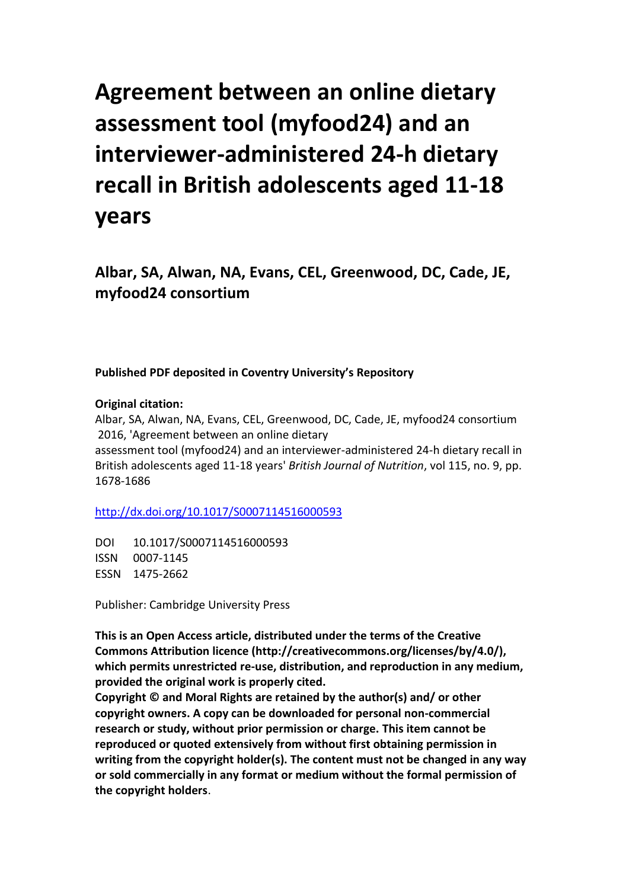# Agreement between an online dietary assessment tool (myfood24) and an interviewer-administered 24-h dietary recall in British adolescents aged 11-18 years

## Albar, SA, Alwan, NA, Evans, CEL, Greenwood, DC, Cade, JE, myfood24 consortium

**Published PDF deposited in Coventry University's Repository**

**Original citation:**
Albar, SA, Alwan, NA, Evans, CEL, Greenwood, DC, Cade, JE, myfood24 consortium 2016, 'Agreement between an online dietary assessment tool (myfood24) and an interviewer-administered 24-h dietary recall in British adolescents aged 11-18 years' *British Journal of Nutrition*, vol 115, no. 9, pp. 1678-1686

http://dx.doi.org/10.1017/S0007114516000593

DOI 10.1017/S0007114516000593
ISSN 0007-1145
ESSN 1475-2662

Publisher: Cambridge University Press

**This is an Open Access article, distributed under the terms of the Creative Commons Attribution licence (http://creativecommons.org/licenses/by/4.0/), which permits unrestricted re-use, distribution, and reproduction in any medium, provided the original work is properly cited.**
**Copyright © and Moral Rights are retained by the author(s) and/ or other copyright owners. A copy can be downloaded for personal non-commercial research or study, without prior permission or charge. This item cannot be reproduced or quoted extensively from without first obtaining permission in writing from the copyright holder(s). The content must not be changed in any way or sold commercially in any format or medium without the formal permission of the copyright holders**.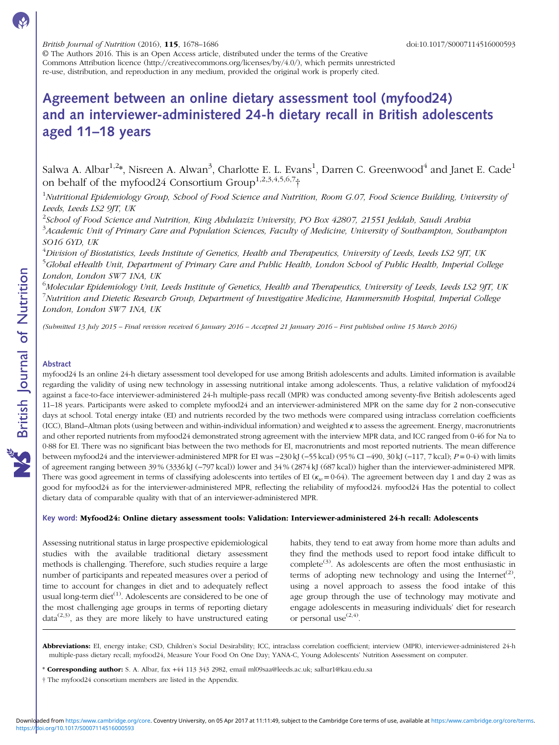British Journal of Nutrition (2016), 115, 1678–1686 doi:10.1017/S0007114516000593

© The Authors 2016. This is an Open Access article, distributed under the terms of the Creative Commons Attribution licence (http://creativecommons.org/licenses/by/4.0/), which permits unrestricted re-use, distribution, and reproduction in any medium, provided the original work is properly cited.

# Agreement between an online dietary assessment tool (myfood24) and an interviewer-administered 24-h dietary recall in British adolescents aged 11–18 years

Salwa A. Albar[1,2]*, Nisreen A. Alwan[3], Charlotte E. L. Evans[1], Darren C. Greenwood[4] and Janet E. Cade[1] on behalf of the myfood24 Consortium Group[1,2,3,4,5,6,7]†

[1]Nutritional Epidemiology Group, School of Food Science and Nutrition, Room G.07, Food Science Building, University of Leeds, Leeds LS2 9JT, UK

[2]School of Food Science and Nutrition, King Abdulaziz University, PO Box 42807, 21551 Jeddah, Saudi Arabia

[3]Academic Unit of Primary Care and Population Sciences, Faculty of Medicine, University of Southampton, Southampton SO16 6YD, UK

[4]Division of Biostatistics, Leeds Institute of Genetics, Health and Therapeutics, University of Leeds, Leeds LS2 9JT, UK

[5]Global eHealth Unit, Department of Primary Care and Public Health, London School of Public Health, Imperial College London, London SW7 1NA, UK

[6]Molecular Epidemiology Unit, Leeds Institute of Genetics, Health and Therapeutics, University of Leeds, Leeds LS2 9JT, UK

[7]Nutrition and Dietetic Research Group, Department of Investigative Medicine, Hammersmith Hospital, Imperial College London, London SW7 1NA, UK

*(Submitted 13 July 2015 – Final revision received 6 January 2016 – Accepted 21 January 2016 – First published online 15 March 2016)*

## Abstract

myfood24 Is an online 24-h dietary assessment tool developed for use among British adolescents and adults. Limited information is available regarding the validity of using new technology in assessing nutritional intake among adolescents. Thus, a relative validation of myfood24 against a face-to-face interviewer-administered 24-h multiple-pass recall (MPR) was conducted among seventy-five British adolescents aged 11–18 years. Participants were asked to complete myfood24 and an interviewer-administered MPR on the same day for 2 non-consecutive days at school. Total energy intake (EI) and nutrients recorded by the two methods were compared using intraclass correlation coefficients (ICC), Bland–Altman plots (using between and within-individual information) and weighted $\kappa$ to assess the agreement. Energy, macronutrients and other reported nutrients from myfood24 demonstrated strong agreement with the interview MPR data, and ICC ranged from 0·46 for Na to 0·88 for EI. There was no significant bias between the two methods for EI, macronutrients and most reported nutrients. The mean difference between myfood24 and the interviewer-administered MPR for EI was −230 kJ (−55 kcal) (95 % CI −490, 30 kJ (−117, 7 kcal); $P$ = 0·4) with limits of agreement ranging between 39 % (3336 kJ (−797 kcal)) lower and 34 % (2874 kJ (687 kcal)) higher than the interviewer-administered MPR. There was good agreement in terms of classifying adolescents into tertiles of EI ($\kappa_w$ = 0·64). The agreement between day 1 and day 2 was as good for myfood24 as for the interviewer-administered MPR, reflecting the reliability of myfood24. myfood24 Has the potential to collect dietary data of comparable quality with that of an interviewer-administered MPR.

**Key word: Myfood24: Online dietary assessment tools: Validation: Interviewer-administered 24-h recall: Adolescents**

Assessing nutritional status in large prospective epidemiological studies with the available traditional dietary assessment methods is challenging. Therefore, such studies require a large number of participants and repeated measures over a period of time to account for changes in diet and to adequately reflect usual long-term diet[1]. Adolescents are considered to be one of the most challenging age groups in terms of reporting dietary data[2,3], as they are more likely to have unstructured eating habits, they tend to eat away from home more than adults and they find the methods used to report food intake difficult to complete[3]. As adolescents are often the most enthusiastic in terms of adopting new technology and using the Internet[2], using a novel approach to assess the food intake of this age group through the use of technology may motivate and engage adolescents in measuring individuals' diet for research or personal use[2,4].

---

**Abbreviations:** EI, energy intake; CSD, Children's Social Desirability; ICC, intraclass correlation coefficient; interview (MPR), interviewer-administered 24-h multiple-pass dietary recall; myfood24, Measure Your Food On One Day; YANA-C, Young Adolescents' Nutrition Assessment on computer.

\* **Corresponding author:** S. A. Albar, fax +44 113 343 2982, email ml09saa@leeds.ac.uk; salbar1@kau.edu.sa

† The myfood24 consortium members are listed in the Appendix.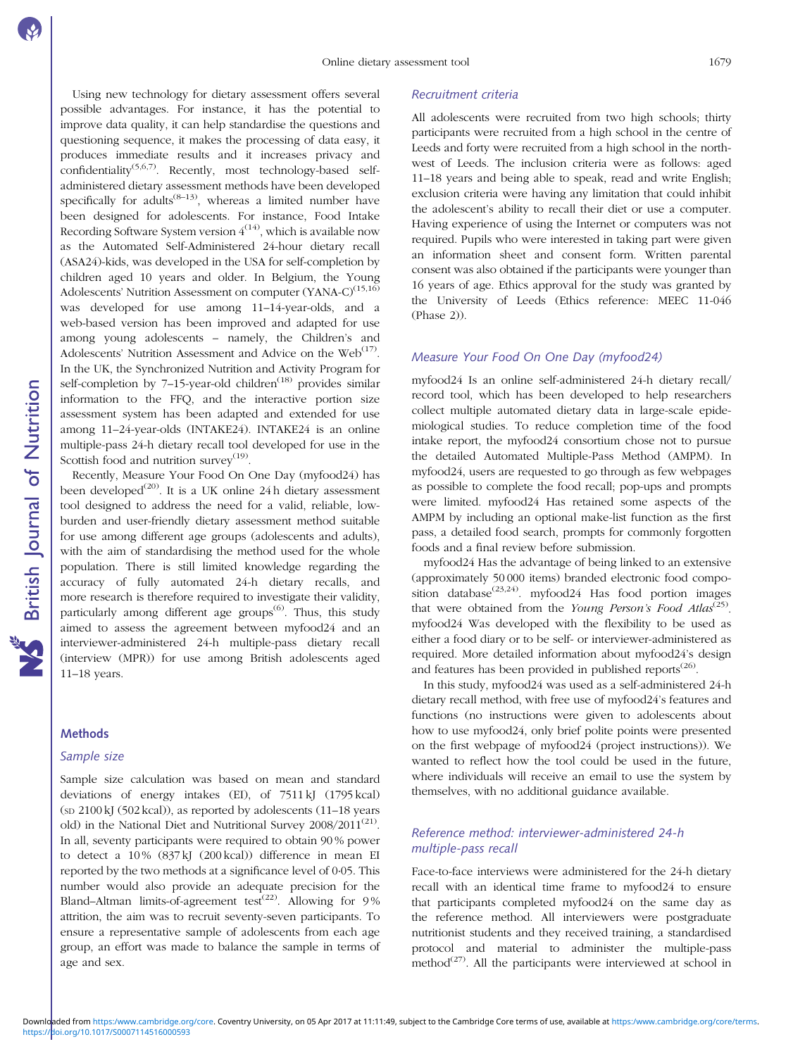Using new technology for dietary assessment offers several possible advantages. For instance, it has the potential to improve data quality, it can help standardise the questions and questioning sequence, it makes the processing of data easy, it produces immediate results and it increases privacy and confidentiality[5,6,7]. Recently, most technology-based self-administered dietary assessment methods have been developed specifically for adults[8–13], whereas a limited number have been designed for adolescents. For instance, Food Intake Recording Software System version 4[14], which is available now as the Automated Self-Administered 24-hour dietary recall (ASA24)-kids, was developed in the USA for self-completion by children aged 10 years and older. In Belgium, the Young Adolescents' Nutrition Assessment on computer (YANA-C)[15,16] was developed for use among 11–14-year-olds, and a web-based version has been improved and adapted for use among young adolescents – namely, the Children's and Adolescents' Nutrition Assessment and Advice on the Web[17]. In the UK, the Synchronized Nutrition and Activity Program for self-completion by 7–15-year-old children[18] provides similar information to the FFQ, and the interactive portion size assessment system has been adapted and extended for use among 11–24-year-olds (INTAKE24). INTAKE24 is an online multiple-pass 24-h dietary recall tool developed for use in the Scottish food and nutrition survey[19].

Recently, Measure Your Food On One Day (myfood24) has been developed[20]. It is a UK online 24 h dietary assessment tool designed to address the need for a valid, reliable, low-burden and user-friendly dietary assessment method suitable for use among different age groups (adolescents and adults), with the aim of standardising the method used for the whole population. There is still limited knowledge regarding the accuracy of fully automated 24-h dietary recalls, and more research is therefore required to investigate their validity, particularly among different age groups[6]. Thus, this study aimed to assess the agreement between myfood24 and an interviewer-administered 24-h multiple-pass dietary recall (interview (MPR)) for use among British adolescents aged 11–18 years.

## Methods

### *Sample size*

Sample size calculation was based on mean and standard deviations of energy intakes (EI), of 7511 kJ (1795 kcal) (SD 2100 kJ (502 kcal)), as reported by adolescents (11–18 years old) in the National Diet and Nutritional Survey 2008/2011[21]. In all, seventy participants were required to obtain 90 % power to detect a 10 % (837 kJ (200 kcal)) difference in mean EI reported by the two methods at a significance level of 0·05. This number would also provide an adequate precision for the Bland–Altman limits-of-agreement test[22]. Allowing for 9 % attrition, the aim was to recruit seventy-seven participants. To ensure a representative sample of adolescents from each age group, an effort was made to balance the sample in terms of age and sex.

### *Recruitment criteria*

All adolescents were recruited from two high schools; thirty participants were recruited from a high school in the centre of Leeds and forty were recruited from a high school in the north-west of Leeds. The inclusion criteria were as follows: aged 11–18 years and being able to speak, read and write English; exclusion criteria were having any limitation that could inhibit the adolescent's ability to recall their diet or use a computer. Having experience of using the Internet or computers was not required. Pupils who were interested in taking part were given an information sheet and consent form. Written parental consent was also obtained if the participants were younger than 16 years of age. Ethics approval for the study was granted by the University of Leeds (Ethics reference: MEEC 11-046 (Phase 2)).

### *Measure Your Food On One Day (myfood24)*

myfood24 Is an online self-administered 24-h dietary recall/record tool, which has been developed to help researchers collect multiple automated dietary data in large-scale epidemiological studies. To reduce completion time of the food intake report, the myfood24 consortium chose not to pursue the detailed Automated Multiple-Pass Method (AMPM). In myfood24, users are requested to go through as few webpages as possible to complete the food recall; pop-ups and prompts were limited. myfood24 Has retained some aspects of the AMPM by including an optional make-list function as the first pass, a detailed food search, prompts for commonly forgotten foods and a final review before submission.

myfood24 Has the advantage of being linked to an extensive (approximately 50 000 items) branded electronic food composition database[23,24]. myfood24 Has food portion images that were obtained from the *Young Person's Food Atlas*[25]. myfood24 Was developed with the flexibility to be used as either a food diary or to be self- or interviewer-administered as required. More detailed information about myfood24's design and features has been provided in published reports[26].

In this study, myfood24 was used as a self-administered 24-h dietary recall method, with free use of myfood24's features and functions (no instructions were given to adolescents about how to use myfood24, only brief polite points were presented on the first webpage of myfood24 (project instructions)). We wanted to reflect how the tool could be used in the future, where individuals will receive an email to use the system by themselves, with no additional guidance available.

### *Reference method: interviewer-administered 24-h multiple-pass recall*

Face-to-face interviews were administered for the 24-h dietary recall with an identical time frame to myfood24 to ensure that participants completed myfood24 on the same day as the reference method. All interviewers were postgraduate nutritionist students and they received training, a standardised protocol and material to administer the multiple-pass method[27]. All the participants were interviewed at school in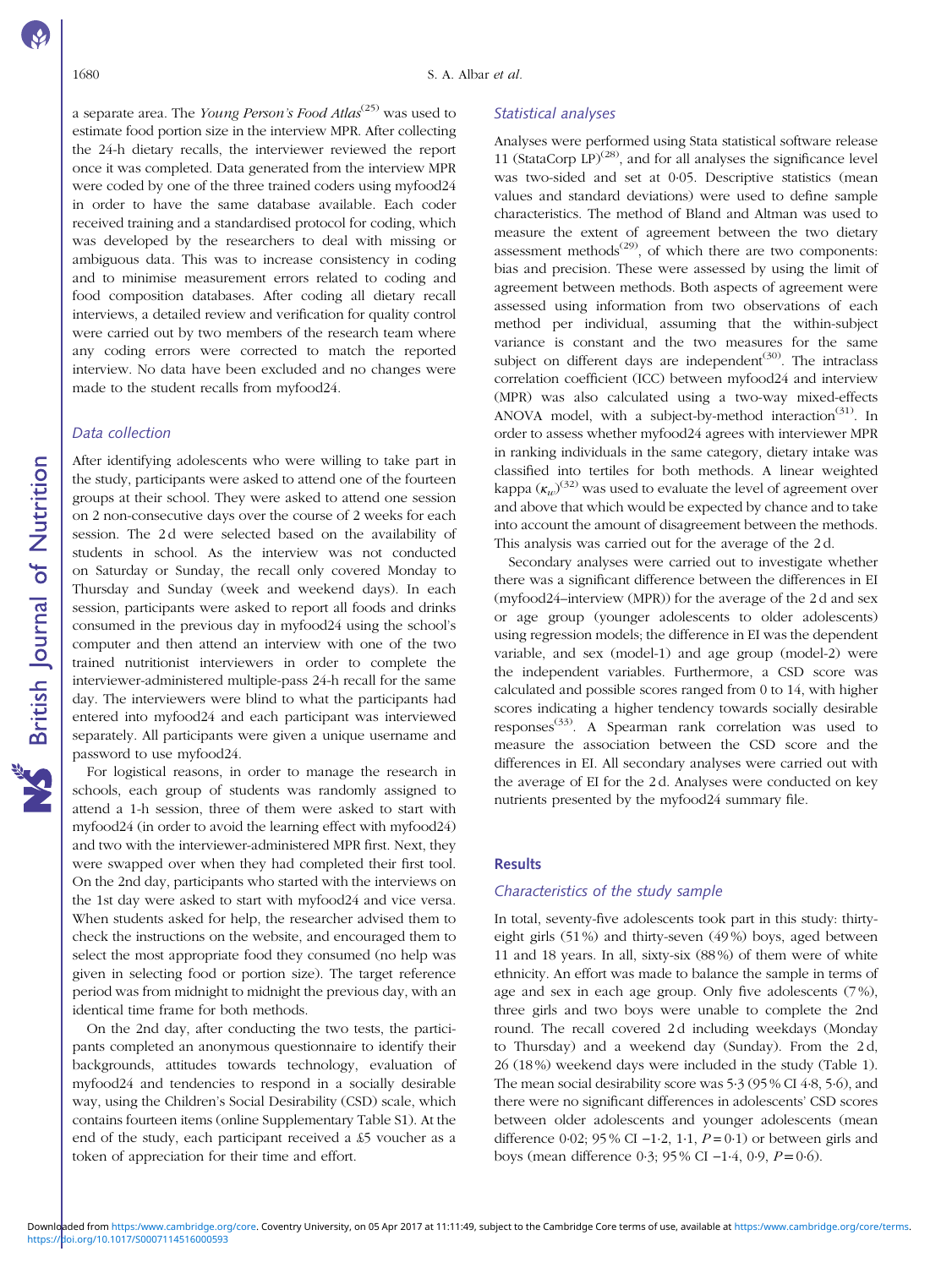a separate area. The *Young Person's Food Atlas*[25] was used to estimate food portion size in the interview MPR. After collecting the 24-h dietary recalls, the interviewer reviewed the report once it was completed. Data generated from the interview MPR were coded by one of the three trained coders using myfood24 in order to have the same database available. Each coder received training and a standardised protocol for coding, which was developed by the researchers to deal with missing or ambiguous data. This was to increase consistency in coding and to minimise measurement errors related to coding and food composition databases. After coding all dietary recall interviews, a detailed review and verification for quality control were carried out by two members of the research team where any coding errors were corrected to match the reported interview. No data have been excluded and no changes were made to the student recalls from myfood24.

### Data collection

After identifying adolescents who were willing to take part in the study, participants were asked to attend one of the fourteen groups at their school. They were asked to attend one session on 2 non-consecutive days over the course of 2 weeks for each session. The 2 d were selected based on the availability of students in school. As the interview was not conducted on Saturday or Sunday, the recall only covered Monday to Thursday and Sunday (week and weekend days). In each session, participants were asked to report all foods and drinks consumed in the previous day in myfood24 using the school's computer and then attend an interview with one of the two trained nutritionist interviewers in order to complete the interviewer-administered multiple-pass 24-h recall for the same day. The interviewers were blind to what the participants had entered into myfood24 and each participant was interviewed separately. All participants were given a unique username and password to use myfood24.

For logistical reasons, in order to manage the research in schools, each group of students was randomly assigned to attend a 1-h session, three of them were asked to start with myfood24 (in order to avoid the learning effect with myfood24) and two with the interviewer-administered MPR first. Next, they were swapped over when they had completed their first tool. On the 2nd day, participants who started with the interviews on the 1st day were asked to start with myfood24 and vice versa. When students asked for help, the researcher advised them to check the instructions on the website, and encouraged them to select the most appropriate food they consumed (no help was given in selecting food or portion size). The target reference period was from midnight to midnight the previous day, with an identical time frame for both methods.

On the 2nd day, after conducting the two tests, the participants completed an anonymous questionnaire to identify their backgrounds, attitudes towards technology, evaluation of myfood24 and tendencies to respond in a socially desirable way, using the Children's Social Desirability (CSD) scale, which contains fourteen items (online Supplementary Table S1). At the end of the study, each participant received a £5 voucher as a token of appreciation for their time and effort.

### Statistical analyses

Analyses were performed using Stata statistical software release 11 (StataCorp LP)[28], and for all analyses the significance level was two-sided and set at 0·05. Descriptive statistics (mean values and standard deviations) were used to define sample characteristics. The method of Bland and Altman was used to measure the extent of agreement between the two dietary assessment methods[29], of which there are two components: bias and precision. These were assessed by using the limit of agreement between methods. Both aspects of agreement were assessed using information from two observations of each method per individual, assuming that the within-subject variance is constant and the two measures for the same subject on different days are independent[30]. The intraclass correlation coefficient (ICC) between myfood24 and interview (MPR) was also calculated using a two-way mixed-effects ANOVA model, with a subject-by-method interaction[31]. In order to assess whether myfood24 agrees with interviewer MPR in ranking individuals in the same category, dietary intake was classified into tertiles for both methods. A linear weighted kappa ($\kappa_w$)[32] was used to evaluate the level of agreement over and above that which would be expected by chance and to take into account the amount of disagreement between the methods. This analysis was carried out for the average of the 2 d.

Secondary analyses were carried out to investigate whether there was a significant difference between the differences in EI (myfood24–interview (MPR)) for the average of the 2 d and sex or age group (younger adolescents to older adolescents) using regression models; the difference in EI was the dependent variable, and sex (model-1) and age group (model-2) were the independent variables. Furthermore, a CSD score was calculated and possible scores ranged from 0 to 14, with higher scores indicating a higher tendency towards socially desirable responses[33]. A Spearman rank correlation was used to measure the association between the CSD score and the differences in EI. All secondary analyses were carried out with the average of EI for the 2 d. Analyses were conducted on key nutrients presented by the myfood24 summary file.

## Results

### Characteristics of the study sample

In total, seventy-five adolescents took part in this study: thirty-eight girls (51 %) and thirty-seven (49 %) boys, aged between 11 and 18 years. In all, sixty-six (88 %) of them were of white ethnicity. An effort was made to balance the sample in terms of age and sex in each age group. Only five adolescents (7 %), three girls and two boys were unable to complete the 2nd round. The recall covered 2 d including weekdays (Monday to Thursday) and a weekend day (Sunday). From the 2 d, 26 (18 %) weekend days were included in the study (Table 1). The mean social desirability score was 5·3 (95 % CI 4·8, 5·6), and there were no significant differences in adolescents' CSD scores between older adolescents and younger adolescents (mean difference 0·02; 95 % CI −1·2, 1·1, $P$ = 0·1) or between girls and boys (mean difference 0·3; 95 % CI −1·4, 0·9, $P$ = 0·6).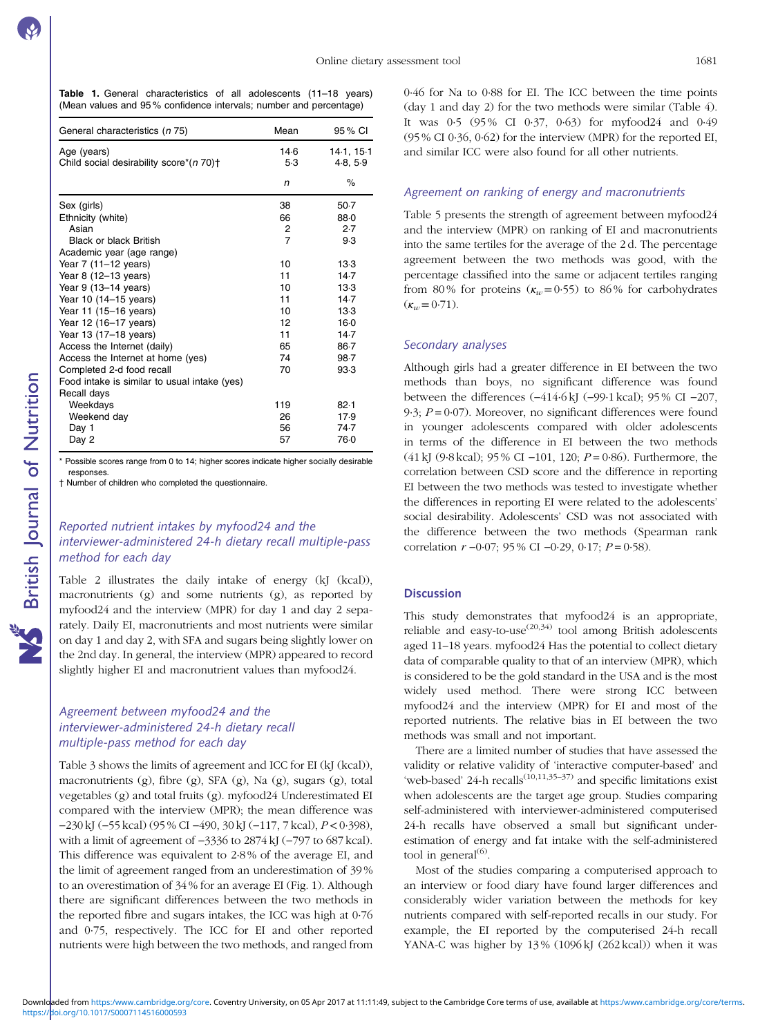**Table 1.** General characteristics of all adolescents (11–18 years) (Mean values and 95 % confidence intervals; number and percentage)

| General characteristics (n 75) | Mean | 95 % CI |
|---|---|---|
| Age (years) | 14·6 | 14·1, 15·1 |
| Child social desirability score*(n 70)† | 5·3 | 4·8, 5·9 |
| | n | % |
| Sex (girls) | 38 | 50·7 |
| Ethnicity (white) | 66 | 88·0 |
| Asian | 2 | 2·7 |
| Black or black British | 7 | 9·3 |
| Academic year (age range) | | |
| Year 7 (11–12 years) | 10 | 13·3 |
| Year 8 (12–13 years) | 11 | 14·7 |
| Year 9 (13–14 years) | 10 | 13·3 |
| Year 10 (14–15 years) | 11 | 14·7 |
| Year 11 (15–16 years) | 10 | 13·3 |
| Year 12 (16–17 years) | 12 | 16·0 |
| Year 13 (17–18 years) | 11 | 14·7 |
| Access the Internet (daily) | 65 | 86·7 |
| Access the Internet at home (yes) | 74 | 98·7 |
| Completed 2-d food recall | 70 | 93·3 |
| Food intake is similar to usual intake (yes) | | |
| Recall days | | |
| Weekdays | 119 | 82·1 |
| Weekend day | 26 | 17·9 |
| Day 1 | 56 | 74·7 |
| Day 2 | 57 | 76·0 |

\* Possible scores range from 0 to 14; higher scores indicate higher socially desirable responses.

† Number of children who completed the questionnaire.

### Reported nutrient intakes by myfood24 and the interviewer-administered 24-h dietary recall multiple-pass method for each day

Table 2 illustrates the daily intake of energy (kJ (kcal)), macronutrients (g) and some nutrients (g), as reported by myfood24 and the interview (MPR) for day 1 and day 2 separately. Daily EI, macronutrients and most nutrients were similar on day 1 and day 2, with SFA and sugars being slightly lower on the 2nd day. In general, the interview (MPR) appeared to record slightly higher EI and macronutrient values than myfood24.

### Agreement between myfood24 and the interviewer-administered 24-h dietary recall multiple-pass method for each day

Table 3 shows the limits of agreement and ICC for EI (kJ (kcal)), macronutrients (g), fibre (g), SFA (g), Na (g), sugars (g), total vegetables (g) and total fruits (g). myfood24 Underestimated EI compared with the interview (MPR); the mean difference was −230 kJ (−55 kcal) (95 % CI −490, 30 kJ (−117, 7 kcal), $P<0·398$), with a limit of agreement of −3336 to 2874 kJ (−797 to 687 kcal). This difference was equivalent to 2·8 % of the average EI, and the limit of agreement ranged from an underestimation of 39 % to an overestimation of 34 % for an average EI (Fig. 1). Although there are significant differences between the two methods in the reported fibre and sugars intakes, the ICC was high at 0·76 and 0·75, respectively. The ICC for EI and other reported nutrients were high between the two methods, and ranged from 0·46 for Na to 0·88 for EI. The ICC between the time points (day 1 and day 2) for the two methods were similar (Table 4). It was 0·5 (95 % CI 0·37, 0·63) for myfood24 and 0·49 (95 % CI 0·36, 0·62) for the interview (MPR) for the reported EI, and similar ICC were also found for all other nutrients.

### Agreement on ranking of energy and macronutrients

Table 5 presents the strength of agreement between myfood24 and the interview (MPR) on ranking of EI and macronutrients into the same tertiles for the average of the 2 d. The percentage agreement between the two methods was good, with the percentage classified into the same or adjacent tertiles ranging from 80 % for proteins ($\kappa_w = 0·55$) to 86 % for carbohydrates ($\kappa_w = 0·71$).

### Secondary analyses

Although girls had a greater difference in EI between the two methods than boys, no significant difference was found between the differences (−414·6 kJ (−99·1 kcal); 95 % CI −207, 9·3; $P=0·07$). Moreover, no significant differences were found in younger adolescents compared with older adolescents in terms of the difference in EI between the two methods (41 kJ (9·8 kcal); 95 % CI −101, 120; $P=0·86$). Furthermore, the correlation between CSD score and the difference in reporting EI between the two methods was tested to investigate whether the differences in reporting EI were related to the adolescents' social desirability. Adolescents' CSD was not associated with the difference between the two methods (Spearman rank correlation $r$ −0·07; 95 % CI −0·29, 0·17; $P=0·58$).

## Discussion

This study demonstrates that myfood24 is an appropriate, reliable and easy-to-use[20,34] tool among British adolescents aged 11–18 years. myfood24 Has the potential to collect dietary data of comparable quality to that of an interview (MPR), which is considered to be the gold standard in the USA and is the most widely used method. There were strong ICC between myfood24 and the interview (MPR) for EI and most of the reported nutrients. The relative bias in EI between the two methods was small and not important.

There are a limited number of studies that have assessed the validity or relative validity of 'interactive computer-based' and 'web-based' 24-h recalls[10,11,35–37] and specific limitations exist when adolescents are the target age group. Studies comparing self-administered with interviewer-administered computerised 24-h recalls have observed a small but significant under-estimation of energy and fat intake with the self-administered tool in general[6].

Most of the studies comparing a computerised approach to an interview or food diary have found larger differences and considerably wider variation between the methods for key nutrients compared with self-reported recalls in our study. For example, the EI reported by the computerised 24-h recall YANA-C was higher by 13 % (1096 kJ (262 kcal)) when it was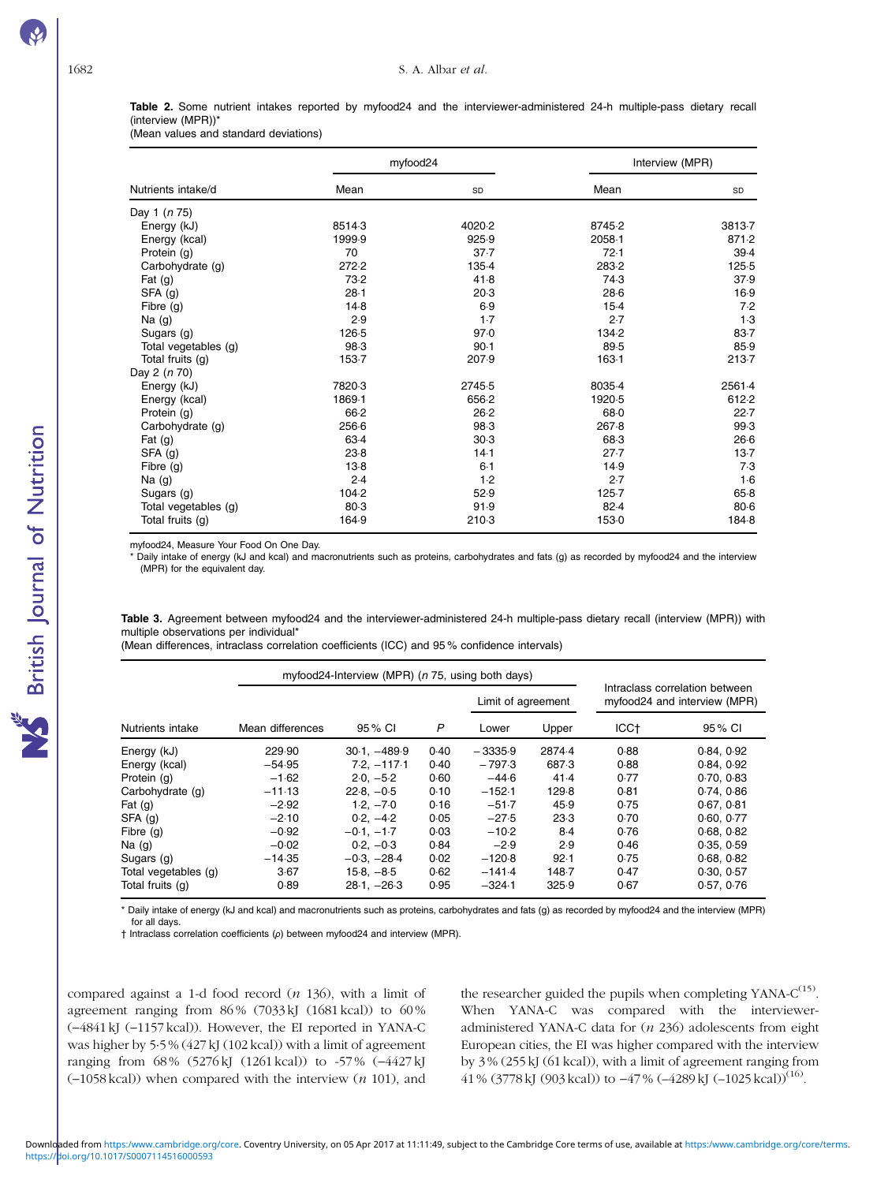**Table 2.** Some nutrient intakes reported by myfood24 and the interviewer-administered 24-h multiple-pass dietary recall (interview (MPR))*

(Mean values and standard deviations)

| | myfood24 | | Interview (MPR) | |
|---|---|---|---|---|
| Nutrients intake/d | Mean | SD | Mean | SD |
| Day 1 (*n* 75) | | | | |
| Energy (kJ) | 8514·3 | 4020·2 | 8745·2 | 3813·7 |
| Energy (kcal) | 1999·9 | 925·9 | 2058·1 | 871·2 |
| Protein (g) | 70 | 37·7 | 72·1 | 39·4 |
| Carbohydrate (g) | 272·2 | 135·4 | 283·2 | 125·5 |
| Fat (g) | 73·2 | 41·8 | 74·3 | 37·9 |
| SFA (g) | 28·1 | 20·3 | 28·6 | 16·9 |
| Fibre (g) | 14·8 | 6·9 | 15·4 | 7·2 |
| Na (g) | 2·9 | 1·7 | 2·7 | 1·3 |
| Sugars (g) | 126·5 | 97·0 | 134·2 | 83·7 |
| Total vegetables (g) | 98·3 | 90·1 | 89·5 | 85·9 |
| Total fruits (g) | 153·7 | 207·9 | 163·1 | 213·7 |
| Day 2 (*n* 70) | | | | |
| Energy (kJ) | 7820·3 | 2745·5 | 8035·4 | 2561·4 |
| Energy (kcal) | 1869·1 | 656·2 | 1920·5 | 612·2 |
| Protein (g) | 66·2 | 26·2 | 68·0 | 22·7 |
| Carbohydrate (g) | 256·6 | 98·3 | 267·8 | 99·3 |
| Fat (g) | 63·4 | 30·3 | 68·3 | 26·6 |
| SFA (g) | 23·8 | 14·1 | 27·7 | 13·7 |
| Fibre (g) | 13·8 | 6·1 | 14·9 | 7·3 |
| Na (g) | 2·4 | 1·2 | 2·7 | 1·6 |
| Sugars (g) | 104·2 | 52·9 | 125·7 | 65·8 |
| Total vegetables (g) | 80·3 | 91·9 | 82·4 | 80·6 |
| Total fruits (g) | 164·9 | 210·3 | 153·0 | 184·8 |

myfood24, Measure Your Food On One Day.

\* Daily intake of energy (kJ and kcal) and macronutrients such as proteins, carbohydrates and fats (g) as recorded by myfood24 and the interview (MPR) for the equivalent day.

**Table 3.** Agreement between myfood24 and the interviewer-administered 24-h multiple-pass dietary recall (interview (MPR)) with multiple observations per individual*

(Mean differences, intraclass correlation coefficients (ICC) and 95 % confidence intervals)

| | myfood24-Interview (MPR) (*n* 75, using both days) | | | | | Intraclass correlation between myfood24 and interview (MPR) | |
|---|---|---|---|---|---|---|---|
| | | | | Limit of agreement | | | |
| Nutrients intake | Mean differences | 95 % CI | *P* | Lower | Upper | ICC† | 95 % CI |
| Energy (kJ) | 229·90 | 30·1, −489·9 | 0·40 | −3335·9 | 2874·4 | 0·88 | 0·84, 0·92 |
| Energy (kcal) | −54·95 | 7·2, −117·1 | 0·40 | −797·3 | 687·3 | 0·88 | 0·84, 0·92 |
| Protein (g) | −1·62 | 2·0, −5·2 | 0·60 | −44·6 | 41·4 | 0·77 | 0·70, 0·83 |
| Carbohydrate (g) | −11·13 | 22·8, −0·5 | 0·10 | −152·1 | 129·8 | 0·81 | 0·74, 0·86 |
| Fat (g) | −2·92 | 1·2, −7·0 | 0·16 | −51·7 | 45·9 | 0·75 | 0·67, 0·81 |
| SFA (g) | −2·10 | 0·2, −4·2 | 0·05 | −27·5 | 23·3 | 0·70 | 0·60, 0·77 |
| Fibre (g) | −0·92 | −0·1, −1·7 | 0·03 | −10·2 | 8·4 | 0·76 | 0·68, 0·82 |
| Na (g) | −0·02 | 0·2, −0·3 | 0·84 | −2·9 | 2·9 | 0·46 | 0·35, 0·59 |
| Sugars (g) | −14·35 | −0·3, −28·4 | 0·02 | −120·8 | 92·1 | 0·75 | 0·68, 0·82 |
| Total vegetables (g) | 3·67 | 15·8, −8·5 | 0·62 | −141·4 | 148·7 | 0·47 | 0·30, 0·57 |
| Total fruits (g) | 0·89 | 28·1, −26·3 | 0·95 | −324·1 | 325·9 | 0·67 | 0·57, 0·76 |

\* Daily intake of energy (kJ and kcal) and macronutrients such as proteins, carbohydrates and fats (g) as recorded by myfood24 and the interview (MPR) for all days.

† Intraclass correlation coefficients (ρ) between myfood24 and interview (MPR).

compared against a 1-d food record (*n* 136), with a limit of agreement ranging from 86 % (7033 kJ (1681 kcal)) to 60 % (−4841 kJ (−1157 kcal)). However, the EI reported in YANA-C was higher by 5·5 % (427 kJ (102 kcal)) with a limit of agreement ranging from 68 % (5276 kJ (1261 kcal)) to -57 % (−4427 kJ (−1058 kcal)) when compared with the interview (*n* 101), and the researcher guided the pupils when completing YANA-C[15]. When YANA-C was compared with the interviewer-administered YANA-C data for (*n* 236) adolescents from eight European cities, the EI was higher compared with the interview by 3 % (255 kJ (61 kcal)), with a limit of agreement ranging from 41 % (3778 kJ (903 kcal)) to −47 % (−4289 kJ (−1025 kcal))[16].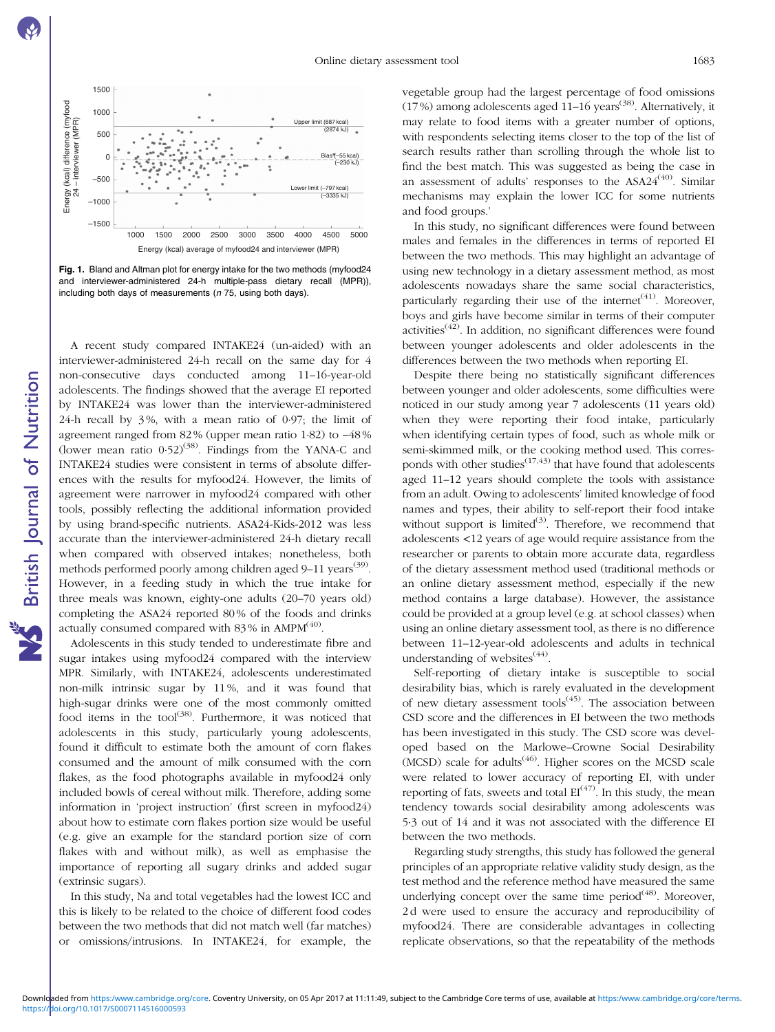Fig. 1. Bland and Altman plot for energy intake for the two methods (myfood24 and interviewer-administered 24-h multiple-pass dietary recall (MPR)), including both days of measurements (n 75, using both days).

A recent study compared INTAKE24 (un-aided) with an interviewer-administered 24-h recall on the same day for 4 non-consecutive days conducted among 11–16-year-old adolescents. The findings showed that the average EI reported by INTAKE24 was lower than the interviewer-administered 24-h recall by 3 %, with a mean ratio of 0·97; the limit of agreement ranged from 82 % (upper mean ratio 1·82) to −48 % (lower mean ratio 0·52)[38]. Findings from the YANA-C and INTAKE24 studies were consistent in terms of absolute differences with the results for myfood24. However, the limits of agreement were narrower in myfood24 compared with other tools, possibly reflecting the additional information provided by using brand-specific nutrients. ASA24-Kids-2012 was less accurate than the interviewer-administered 24-h dietary recall when compared with observed intakes; nonetheless, both methods performed poorly among children aged 9–11 years[39]. However, in a feeding study in which the true intake for three meals was known, eighty-one adults (20–70 years old) completing the ASA24 reported 80 % of the foods and drinks actually consumed compared with 83 % in AMPM[40].

Adolescents in this study tended to underestimate fibre and sugar intakes using myfood24 compared with the interview MPR. Similarly, with INTAKE24, adolescents underestimated non-milk intrinsic sugar by 11 %, and it was found that high-sugar drinks were one of the most commonly omitted food items in the tool[38]. Furthermore, it was noticed that adolescents in this study, particularly young adolescents, found it difficult to estimate both the amount of corn flakes consumed and the amount of milk consumed with the corn flakes, as the food photographs available in myfood24 only included bowls of cereal without milk. Therefore, adding some information in 'project instruction' (first screen in myfood24) about how to estimate corn flakes portion size would be useful (e.g. give an example for the standard portion size of corn flakes with and without milk), as well as emphasise the importance of reporting all sugary drinks and added sugar (extrinsic sugars).

In this study, Na and total vegetables had the lowest ICC and this is likely to be related to the choice of different food codes between the two methods that did not match well (far matches) or omissions/intrusions. In INTAKE24, for example, the vegetable group had the largest percentage of food omissions (17 %) among adolescents aged 11–16 years[38]. Alternatively, it may relate to food items with a greater number of options, with respondents selecting items closer to the top of the list of search results rather than scrolling through the whole list to find the best match. This was suggested as being the case in an assessment of adults' responses to the ASA24[40]. Similar mechanisms may explain the lower ICC for some nutrients and food groups.'

In this study, no significant differences were found between males and females in the differences in terms of reported EI between the two methods. This may highlight an advantage of using new technology in a dietary assessment method, as most adolescents nowadays share the same social characteristics, particularly regarding their use of the internet[41]. Moreover, boys and girls have become similar in terms of their computer activities[42]. In addition, no significant differences were found between younger adolescents and older adolescents in the differences between the two methods when reporting EI.

Despite there being no statistically significant differences between younger and older adolescents, some difficulties were noticed in our study among year 7 adolescents (11 years old) when they were reporting their food intake, particularly when identifying certain types of food, such as whole milk or semi-skimmed milk, or the cooking method used. This corresponds with other studies[17,43] that have found that adolescents aged 11–12 years should complete the tools with assistance from an adult. Owing to adolescents' limited knowledge of food names and types, their ability to self-report their food intake without support is limited[3]. Therefore, we recommend that adolescents <12 years of age would require assistance from the researcher or parents to obtain more accurate data, regardless of the dietary assessment method used (traditional methods or an online dietary assessment method, especially if the new method contains a large database). However, the assistance could be provided at a group level (e.g. at school classes) when using an online dietary assessment tool, as there is no difference between 11–12-year-old adolescents and adults in technical understanding of websites[44].

Self-reporting of dietary intake is susceptible to social desirability bias, which is rarely evaluated in the development of new dietary assessment tools[45]. The association between CSD score and the differences in EI between the two methods has been investigated in this study. The CSD score was developed based on the Marlowe–Crowne Social Desirability (MCSD) scale for adults[46]. Higher scores on the MCSD scale were related to lower accuracy of reporting EI, with under reporting of fats, sweets and total EI[47]. In this study, the mean tendency towards social desirability among adolescents was 5·3 out of 14 and it was not associated with the difference EI between the two methods.

Regarding study strengths, this study has followed the general principles of an appropriate relative validity study design, as the test method and the reference method have measured the same underlying concept over the same time period[48]. Moreover, 2 d were used to ensure the accuracy and reproducibility of myfood24. There are considerable advantages in collecting replicate observations, so that the repeatability of the methods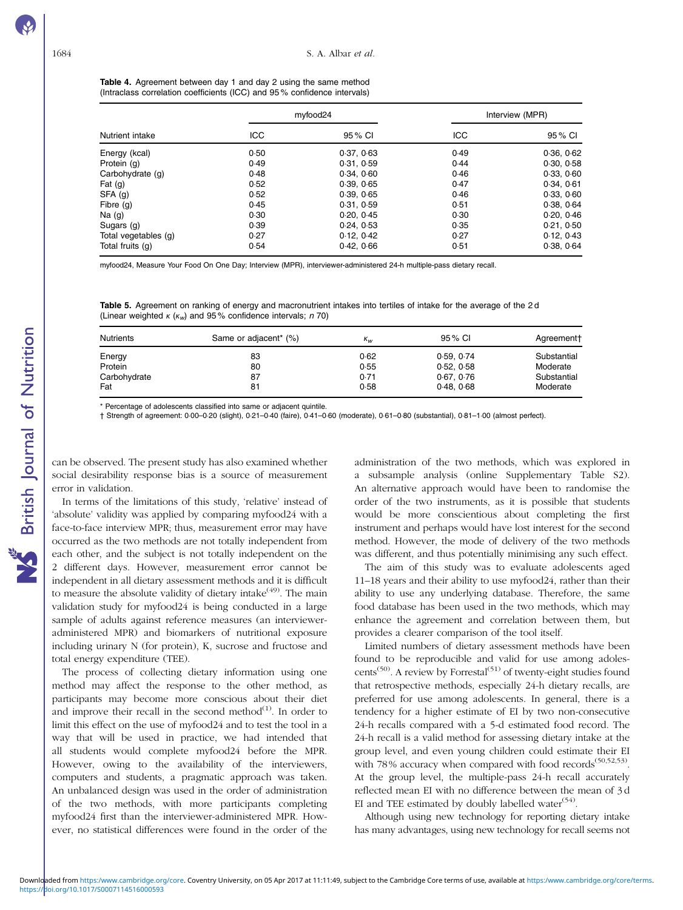**Table 4.** Agreement between day 1 and day 2 using the same method (Intraclass correlation coefficients (ICC) and 95 % confidence intervals)

| Nutrient intake | myfood24 | | Interview (MPR) | |
|---|---|---|---|---|
| | ICC | 95 % CI | ICC | 95 % CI |
| Energy (kcal) | 0·50 | 0·37, 0·63 | 0·49 | 0·36, 0·62 |
| Protein (g) | 0·49 | 0·31, 0·59 | 0·44 | 0·30, 0·58 |
| Carbohydrate (g) | 0·48 | 0·34, 0·60 | 0·46 | 0·33, 0·60 |
| Fat (g) | 0·52 | 0·39, 0·65 | 0·47 | 0·34, 0·61 |
| SFA (g) | 0·52 | 0·39, 0·65 | 0·46 | 0·33, 0·60 |
| Fibre (g) | 0·45 | 0·31, 0·59 | 0·51 | 0·38, 0·64 |
| Na (g) | 0·30 | 0·20, 0·45 | 0·30 | 0·20, 0·46 |
| Sugars (g) | 0·39 | 0·24, 0·53 | 0·35 | 0·21, 0·50 |
| Total vegetables (g) | 0·27 | 0·12, 0·42 | 0·27 | 0·12, 0·43 |
| Total fruits (g) | 0·54 | 0·42, 0·66 | 0·51 | 0·38, 0·64 |

myfood24, Measure Your Food On One Day; Interview (MPR), interviewer-administered 24-h multiple-pass dietary recall.

**Table 5.** Agreement on ranking of energy and macronutrient intakes into tertiles of intake for the average of the 2 d (Linear weighted $\kappa$ ($\kappa_w$) and 95 % confidence intervals; *n* 70)

| Nutrients | Same or adjacent* (%) | $\kappa_w$ | 95 % CI | Agreement† |
|---|---|---|---|---|
| Energy | 83 | 0·62 | 0·59, 0·74 | Substantial |
| Protein | 80 | 0·55 | 0·52, 0·58 | Moderate |
| Carbohydrate | 87 | 0·71 | 0·67, 0·76 | Substantial |
| Fat | 81 | 0·58 | 0·48, 0·68 | Moderate |

* Percentage of adolescents classified into same or adjacent quintile.
† Strength of agreement: 0·00–0·20 (slight), 0·21–0·40 (faire), 0·41–0·60 (moderate), 0·61–0·80 (substantial), 0·81–1·00 (almost perfect).

can be observed. The present study has also examined whether social desirability response bias is a source of measurement error in validation.

In terms of the limitations of this study, 'relative' instead of 'absolute' validity was applied by comparing myfood24 with a face-to-face interview MPR; thus, measurement error may have occurred as the two methods are not totally independent from each other, and the subject is not totally independent on the 2 different days. However, measurement error cannot be independent in all dietary assessment methods and it is difficult to measure the absolute validity of dietary intake[49]. The main validation study for myfood24 is being conducted in a large sample of adults against reference measures (an interviewer-administered MPR) and biomarkers of nutritional exposure including urinary N (for protein), K, sucrose and fructose and total energy expenditure (TEE).

The process of collecting dietary information using one method may affect the response to the other method, as participants may become more conscious about their diet and improve their recall in the second method[1]. In order to limit this effect on the use of myfood24 and to test the tool in a way that will be used in practice, we had intended that all students would complete myfood24 before the MPR. However, owing to the availability of the interviewers, computers and students, a pragmatic approach was taken. An unbalanced design was used in the order of administration of the two methods, with more participants completing myfood24 first than the interviewer-administered MPR. However, no statistical differences were found in the order of the administration of the two methods, which was explored in a subsample analysis (online Supplementary Table S2). An alternative approach would have been to randomise the order of the two instruments, as it is possible that students would be more conscientious about completing the first instrument and perhaps would have lost interest for the second method. However, the mode of delivery of the two methods was different, and thus potentially minimising any such effect.

The aim of this study was to evaluate adolescents aged 11–18 years and their ability to use myfood24, rather than their ability to use any underlying database. Therefore, the same food database has been used in the two methods, which may enhance the agreement and correlation between them, but provides a clearer comparison of the tool itself.

Limited numbers of dietary assessment methods have been found to be reproducible and valid for use among adolescents[50]. A review by Forrestal[51] of twenty-eight studies found that retrospective methods, especially 24-h dietary recalls, are preferred for use among adolescents. In general, there is a tendency for a higher estimate of EI by two non-consecutive 24-h recalls compared with a 5-d estimated food record. The 24-h recall is a valid method for assessing dietary intake at the group level, and even young children could estimate their EI with 78 % accuracy when compared with food records[50,52,53]. At the group level, the multiple-pass 24-h recall accurately reflected mean EI with no difference between the mean of 3 d EI and TEE estimated by doubly labelled water[54].

Although using new technology for reporting dietary intake has many advantages, using new technology for recall seems not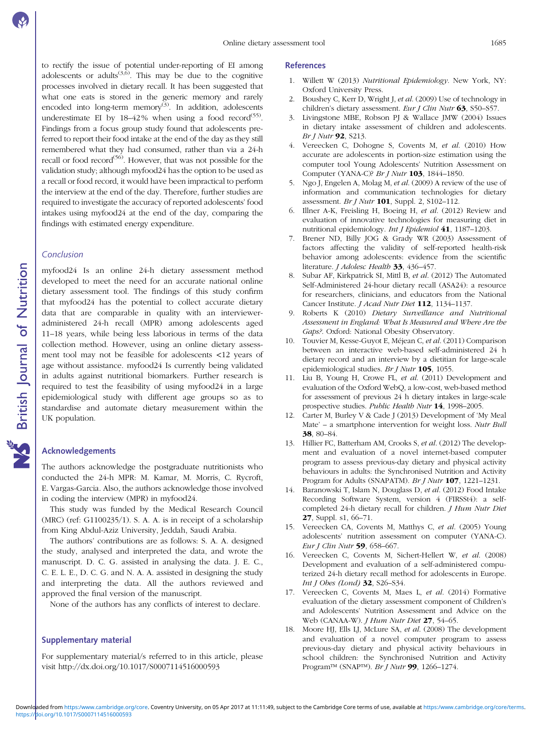to rectify the issue of potential under-reporting of EI among adolescents or adults[3,6]. This may be due to the cognitive processes involved in dietary recall. It has been suggested that what one eats is stored in the generic memory and rarely encoded into long-term memory[3]. In addition, adolescents underestimate EI by 18–42 % when using a food record[55]. Findings from a focus group study found that adolescents preferred to report their food intake at the end of the day as they still remembered what they had consumed, rather than via a 24-h recall or food record[56]. However, that was not possible for the validation study; although myfood24 has the option to be used as a recall or food record, it would have been impractical to perform the interview at the end of the day. Therefore, further studies are required to investigate the accuracy of reported adolescents' food intakes using myfood24 at the end of the day, comparing the findings with estimated energy expenditure.

### *Conclusion*

myfood24 Is an online 24-h dietary assessment method developed to meet the need for an accurate national online dietary assessment tool. The findings of this study confirm that myfood24 has the potential to collect accurate dietary data that are comparable in quality with interviewer-administered 24-h recall (MPR) among adolescents aged 11–18 years, while being less laborious in terms of the data collection method. However, using an online dietary assessment tool may not be feasible for adolescents <12 years of age without assistance. myfood24 Is currently being validated in adults against nutritional biomarkers. Further research is required to test the feasibility of using myfood24 in a large epidemiological study with different age groups so as to standardise and automate dietary measurement within the UK population.

## Acknowledgements

The authors acknowledge the postgraduate nutritionists who conducted the 24-h MPR: M. Kamar, M. Morris, C. Rycroft, E. Vargas-Garcia. Also, the authors acknowledge those involved in coding the interview (MPR) in myfood24.

This study was funded by the Medical Research Council (MRC) (ref: G1100235/1). S. A. A. is in receipt of a scholarship from King Abdul-Aziz University, Jeddah, Saudi Arabia.

The authors' contributions are as follows: S. A. A. designed the study, analysed and interpreted the data, and wrote the manuscript. D. C. G. assisted in analysing the data. J. E. C., C. E. L. E., D. C. G. and N. A. A. assisted in designing the study and interpreting the data. All the authors reviewed and approved the final version of the manuscript.

None of the authors has any conflicts of interest to declare.

## Supplementary material

For supplementary material/s referred to in this article, please visit http://dx.doi.org/10.1017/S0007114516000593

## References

1. Willett W (2013) *Nutritional Epidemiology*. New York, NY: Oxford University Press.
2. Boushey C, Kerr D, Wright J, *et al.* (2009) Use of technology in children's dietary assessment. *Eur J Clin Nutr* **63**, S50–S57.
3. Livingstone MBE, Robson PJ & Wallace JMW (2004) Issues in dietary intake assessment of children and adolescents. *Br J Nutr* **92**, S213.
4. Vereecken C, Dohogne S, Covents M, *et al.* (2010) How accurate are adolescents in portion-size estimation using the computer tool Young Adolescents' Nutrition Assessment on Computer (YANA-C)? *Br J Nutr* **103**, 1844–1850.
5. Ngo J, Engelen A, Molag M, *et al.* (2009) A review of the use of information and communication technologies for dietary assessment. *Br J Nutr* **101**, Suppl. 2, S102–112.
6. Illner A-K, Freisling H, Boeing H, *et al.* (2012) Review and evaluation of innovative technologies for measuring diet in nutritional epidemiology. *Int J Epidemiol* **41**, 1187–1203.
7. Brener ND, Billy JOG & Grady WR (2003) Assessment of factors affecting the validity of self-reported health-risk behavior among adolescents: evidence from the scientific literature. *J Adolesc Health* **33**, 436–457.
8. Subar AF, Kirkpatrick SI, Mittl B, *et al.* (2012) The Automated Self-Administered 24-hour dietary recall (ASA24): a resource for researchers, clinicians, and educators from the National Cancer Institute. *J Acad Nutr Diet* **112**, 1134–1137.
9. Roberts K (2010) *Dietary Surveillance and Nutritional Assessment in England: What Is Measured and Where Are the Gaps?*. Oxford: National Obesity Observatory.
10. Touvier M, Kesse-Guyot E, Méjean C, *et al.* (2011) Comparison between an interactive web-based self-administered 24 h dietary record and an interview by a dietitian for large-scale epidemiological studies. *Br J Nutr* **105**, 1055.
11. Liu B, Young H, Crowe FL, *et al.* (2011) Development and evaluation of the Oxford WebQ, a low-cost, web-based method for assessment of previous 24 h dietary intakes in large-scale prospective studies. *Public Health Nutr* **14**, 1998–2005.
12. Carter M, Burley V & Cade J (2013) Development of 'My Meal Mate' – a smartphone intervention for weight loss. *Nutr Bull* **38**, 80–84.
13. Hillier FC, Batterham AM, Crooks S, *et al.* (2012) The development and evaluation of a novel internet-based computer program to assess previous-day dietary and physical activity behaviours in adults: the Synchronised Nutrition and Activity Program for Adults (SNAPATM). *Br J Nutr* **107**, 1221–1231.
14. Baranowski T, Islam N, Douglass D, *et al.* (2012) Food Intake Recording Software System, version 4 (FIRSSt4): a self-completed 24-h dietary recall for children. *J Hum Nutr Diet* **27**, Suppl. s1, 66–71.
15. Vereecken CA, Covents M, Matthys C, *et al.* (2005) Young adolescents' nutrition assessment on computer (YANA-C). *Eur J Clin Nutr* **59**, 658–667.
16. Vereecken C, Covents M, Sichert-Hellert W, *et al.* (2008) Development and evaluation of a self-administered computerized 24-h dietary recall method for adolescents in Europe. *Int J Obes (Lond)* **32**, S26–S34.
17. Vereecken C, Covents M, Maes L, *et al.* (2014) Formative evaluation of the dietary assessment component of Children's and Adolescents' Nutrition Assessment and Advice on the Web (CANAA-W). *J Hum Nutr Diet* **27**, 54–65.
18. Moore HJ, Ells LJ, McLure SA, *et al.* (2008) The development and evaluation of a novel computer program to assess previous-day dietary and physical activity behaviours in school children: the Synchronised Nutrition and Activity Program™ (SNAP™). *Br J Nutr* **99**, 1266–1274.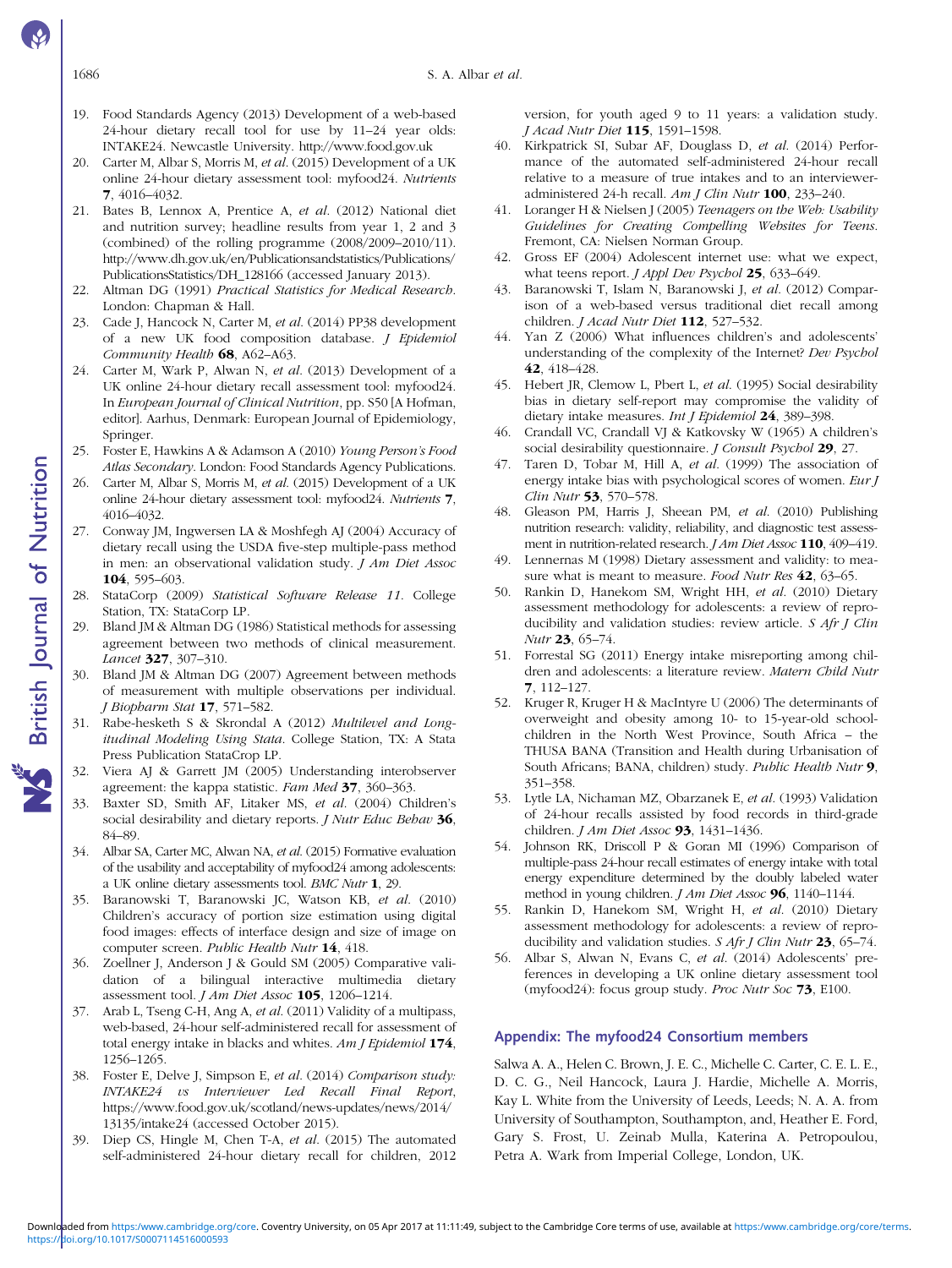19. Food Standards Agency (2013) Development of a web-based 24-hour dietary recall tool for use by 11–24 year olds: INTAKE24. Newcastle University. http://www.food.gov.uk
20. Carter M, Albar S, Morris M, *et al.* (2015) Development of a UK online 24-hour dietary assessment tool: myfood24. *Nutrients* **7**, 4016–4032.
21. Bates B, Lennox A, Prentice A, *et al.* (2012) National diet and nutrition survey; headline results from year 1, 2 and 3 (combined) of the rolling programme (2008/2009–2010/11). http://www.dh.gov.uk/en/Publicationsandstatistics/Publications/PublicationsStatistics/DH_128166 (accessed January 2013).
22. Altman DG (1991) *Practical Statistics for Medical Research*. London: Chapman & Hall.
23. Cade J, Hancock N, Carter M, *et al.* (2014) PP38 development of a new UK food composition database. *J Epidemiol Community Health* **68**, A62–A63.
24. Carter M, Wark P, Alwan N, *et al.* (2013) Development of a UK online 24-hour dietary recall assessment tool: myfood24. In *European Journal of Clinical Nutrition*, pp. S50 [A Hofman, editor]. Aarhus, Denmark: European Journal of Epidemiology, Springer.
25. Foster E, Hawkins A & Adamson A (2010) *Young Person's Food Atlas Secondary*. London: Food Standards Agency Publications.
26. Carter M, Albar S, Morris M, *et al.* (2015) Development of a UK online 24-hour dietary assessment tool: myfood24. *Nutrients* **7**, 4016–4032.
27. Conway JM, Ingwersen LA & Moshfegh AJ (2004) Accuracy of dietary recall using the USDA five-step multiple-pass method in men: an observational validation study. *J Am Diet Assoc* **104**, 595–603.
28. StataCorp (2009) *Statistical Software Release 11*. College Station, TX: StataCorp LP.
29. Bland JM & Altman DG (1986) Statistical methods for assessing agreement between two methods of clinical measurement. *Lancet* **327**, 307–310.
30. Bland JM & Altman DG (2007) Agreement between methods of measurement with multiple observations per individual. *J Biopharm Stat* **17**, 571–582.
31. Rabe-hesketh S & Skrondal A (2012) *Multilevel and Longitudinal Modeling Using Stata*. College Station, TX: A Stata Press Publication StataCrop LP.
32. Viera AJ & Garrett JM (2005) Understanding interobserver agreement: the kappa statistic. *Fam Med* **37**, 360–363.
33. Baxter SD, Smith AF, Litaker MS, *et al.* (2004) Children's social desirability and dietary reports. *J Nutr Educ Behav* **36**, 84–89.
34. Albar SA, Carter MC, Alwan NA, *et al.* (2015) Formative evaluation of the usability and acceptability of myfood24 among adolescents: a UK online dietary assessments tool. *BMC Nutr* **1**, 29.
35. Baranowski T, Baranowski JC, Watson KB, *et al.* (2010) Children's accuracy of portion size estimation using digital food images: effects of interface design and size of image on computer screen. *Public Health Nutr* **14**, 418.
36. Zoellner J, Anderson J & Gould SM (2005) Comparative validation of a bilingual interactive multimedia dietary assessment tool. *J Am Diet Assoc* **105**, 1206–1214.
37. Arab L, Tseng C-H, Ang A, *et al.* (2011) Validity of a multipass, web-based, 24-hour self-administered recall for assessment of total energy intake in blacks and whites. *Am J Epidemiol* **174**, 1256–1265.
38. Foster E, Delve J, Simpson E, *et al.* (2014) *Comparison study: INTAKE24 vs Interviewer Led Recall Final Report*, https://www.food.gov.uk/scotland/news-updates/news/2014/13135/intake24 (accessed October 2015).
39. Diep CS, Hingle M, Chen T-A, *et al.* (2015) The automated self-administered 24-hour dietary recall for children, 2012 version, for youth aged 9 to 11 years: a validation study. *J Acad Nutr Diet* **115**, 1591–1598.
40. Kirkpatrick SI, Subar AF, Douglass D, *et al.* (2014) Performance of the automated self-administered 24-hour recall relative to a measure of true intakes and to an interviewer-administered 24-h recall. *Am J Clin Nutr* **100**, 233–240.
41. Loranger H & Nielsen J (2005) *Teenagers on the Web: Usability Guidelines for Creating Compelling Websites for Teens*. Fremont, CA: Nielsen Norman Group.
42. Gross EF (2004) Adolescent internet use: what we expect, what teens report. *J Appl Dev Psychol* **25**, 633–649.
43. Baranowski T, Islam N, Baranowski J, *et al.* (2012) Comparison of a web-based versus traditional diet recall among children. *J Acad Nutr Diet* **112**, 527–532.
44. Yan Z (2006) What influences children's and adolescents' understanding of the complexity of the Internet? *Dev Psychol* **42**, 418–428.
45. Hebert JR, Clemow L, Pbert L, *et al.* (1995) Social desirability bias in dietary self-report may compromise the validity of dietary intake measures. *Int J Epidemiol* **24**, 389–398.
46. Crandall VC, Crandall VJ & Katkovsky W (1965) A children's social desirability questionnaire. *J Consult Psychol* **29**, 27.
47. Taren D, Tobar M, Hill A, *et al.* (1999) The association of energy intake bias with psychological scores of women. *Eur J Clin Nutr* **53**, 570–578.
48. Gleason PM, Harris J, Sheean PM, *et al.* (2010) Publishing nutrition research: validity, reliability, and diagnostic test assessment in nutrition-related research. *J Am Diet Assoc* **110**, 409–419.
49. Lennernas M (1998) Dietary assessment and validity: to measure what is meant to measure. *Food Nutr Res* **42**, 63–65.
50. Rankin D, Hanekom SM, Wright HH, *et al.* (2010) Dietary assessment methodology for adolescents: a review of reproducibility and validation studies: review article. *S Afr J Clin Nutr* **23**, 65–74.
51. Forrestal SG (2011) Energy intake misreporting among children and adolescents: a literature review. *Matern Child Nutr* **7**, 112–127.
52. Kruger R, Kruger H & MacIntyre U (2006) The determinants of overweight and obesity among 10- to 15-year-old schoolchildren in the North West Province, South Africa – the THUSA BANA (Transition and Health during Urbanisation of South Africans; BANA, children) study. *Public Health Nutr* **9**, 351–358.
53. Lytle LA, Nichaman MZ, Obarzanek E, *et al.* (1993) Validation of 24-hour recalls assisted by food records in third-grade children. *J Am Diet Assoc* **93**, 1431–1436.
54. Johnson RK, Driscoll P & Goran MI (1996) Comparison of multiple-pass 24-hour recall estimates of energy intake with total energy expenditure determined by the doubly labeled water method in young children. *J Am Diet Assoc* **96**, 1140–1144.
55. Rankin D, Hanekom SM, Wright H, *et al.* (2010) Dietary assessment methodology for adolescents: a review of reproducibility and validation studies. *S Afr J Clin Nutr* **23**, 65–74.
56. Albar S, Alwan N, Evans C, *et al.* (2014) Adolescents' preferences in developing a UK online dietary assessment tool (myfood24): focus group study. *Proc Nutr Soc* **73**, E100.

## Appendix: The myfood24 Consortium members

Salwa A. A., Helen C. Brown, J. E. C., Michelle C. Carter, C. E. L. E., D. C. G., Neil Hancock, Laura J. Hardie, Michelle A. Morris, Kay L. White from the University of Leeds, Leeds; N. A. A. from University of Southampton, Southampton, and, Heather E. Ford, Gary S. Frost, U. Zeinab Mulla, Katerina A. Petropoulou, Petra A. Wark from Imperial College, London, UK.